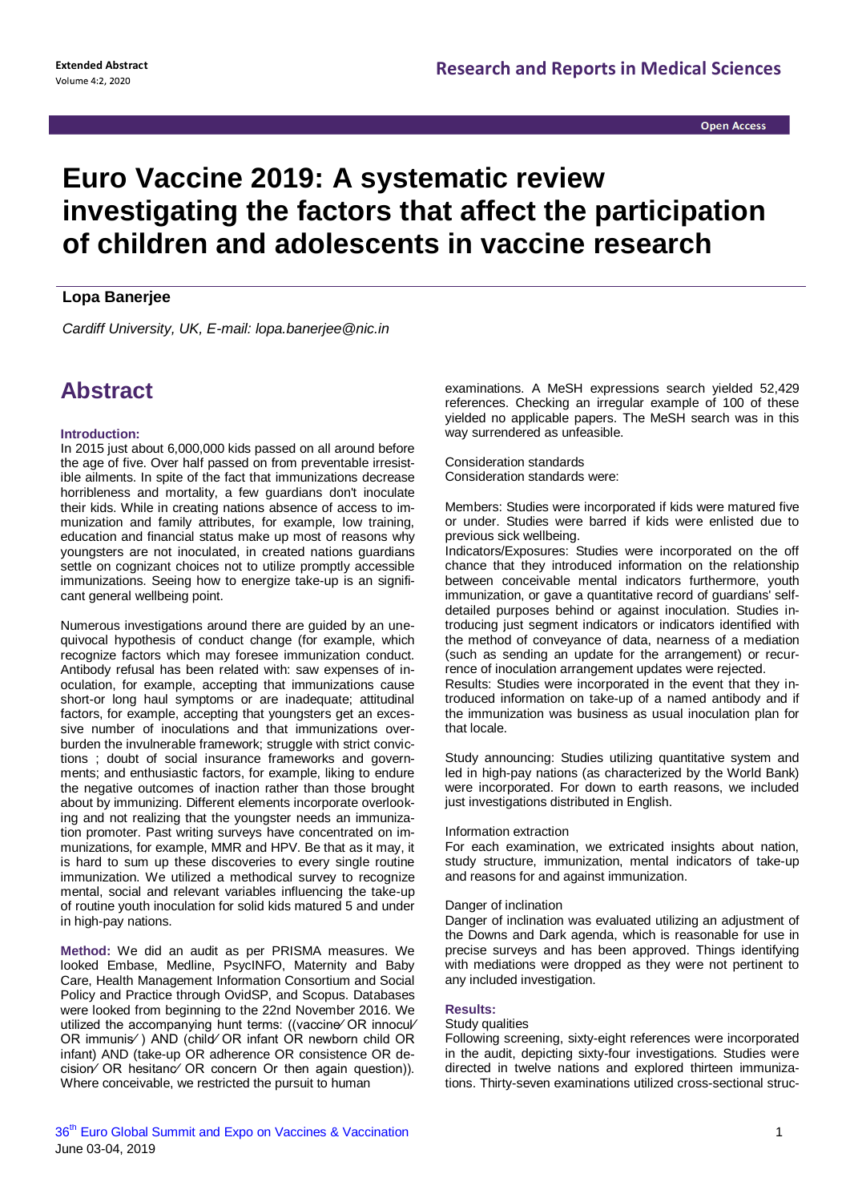Extended Abstract

# Euro Vaccine 2019: A systematic review investigating the factors that affect the participation of children and adolescents in vaccine research

**Lopa Banerjee**

*Cardiff University, UK, E-mail: lopa.banerjee@nic.in*

## Abstract

**Introduction:**

In 2015 just about 6,000,000 kids passed on all around before the age of five. Over half passed on from preventable irresistible ailments. In spite of the fact that immunizations decrease horribleness and mortality, a few guardians don't inoculate their kids. While in creating nations absence of access to immunization and family attributes, for example, low training, education and financial status make up most of reasons why youngsters are not inoculated, in created nations guardians settle on cognizant choices not to utilize promptly accessible immunizations. Seeing how to energize take-up is an significant general wellbeing point.

Numerous investigations around there are guided by an unequivocal hypothesis of conduct change (for example, which recognize factors which may foresee immunization conduct. Antibody refusal has been related with: saw expenses of inoculation, for example, accepting that immunizations cause short-or long haul symptoms or are inadequate; attitudinal factors, for example, accepting that youngsters get an excessive number of inoculations and that immunizations overburden the invulnerable framework; struggle with strict convictions ; doubt of social insurance frameworks and governments; and enthusiastic factors, for example, liking to endure the negative outcomes of inaction rather than those brought about by immunizing. Different elements incorporate overlooking and not realizing that the youngster needs an immunization promoter. Past writing surveys have concentrated on immunizations, for example, MMR and HPV. Be that as it may, it is hard to sum up these discoveries to every single routine immunization. We utilized a methodical survey to recognize mental, social and relevant variables influencing the take-up of routine youth inoculation for solid kids matured 5 and under in high-pay nations.

**Method:** We did an audit as per PRISMA measures. We looked Embase, Medline, PsycINFO, Maternity and Baby Care, Health Management Information Consortium and Social Policy and Practice through OvidSP, and Scopus. Databases were looked from beginning to the 22nd November 2016. We utilized the accompanying hunt terms: ((vaccine⁄ OR innocul⁄ OR immunis⁄ ) AND (child⁄ OR infant OR newborn child OR infant) AND (take-up OR adherence OR consistence OR decision⁄ OR hesitanc⁄ OR concern Or then again question)). Where conceivable, we restricted the pursuit to human examinations. A MeSH expressions search yielded 52,429 references. Checking an irregular example of 100 of these yielded no applicable papers. The MeSH search was in this way surrendered as unfeasible.

Consideration standards

Consideration standards were:

Members: Studies were incorporated if kids were matured five or under. Studies were barred if kids were enlisted due to previous sick wellbeing.

Indicators/Exposures: Studies were incorporated on the off chance that they introduced information on the relationship between conceivable mental indicators furthermore, youth immunization, or gave a quantitative record of guardians' self-detailed purposes behind or against inoculation. Studies introducing just segment indicators or indicators identified with the method of conveyance of data, nearness of a mediation (such as sending an update for the arrangement) or recurrence of inoculation arrangement updates were rejected.

Results: Studies were incorporated in the event that they introduced information on take-up of a named antibody and if the immunization was business as usual inoculation plan for that locale.

Study announcing: Studies utilizing quantitative system and led in high-pay nations (as characterized by the World Bank) were incorporated. For down to earth reasons, we included just investigations distributed in English.

Information extraction

For each examination, we extricated insights about nation, study structure, immunization, mental indicators of take-up and reasons for and against immunization.

Danger of inclination

Danger of inclination was evaluated utilizing an adjustment of the Downs and Dark agenda, which is reasonable for use in precise surveys and has been approved. Things identifying with mediations were dropped as they were not pertinent to any included investigation.

**Results:**

Study qualities

Following screening, sixty-eight references were incorporated in the audit, depicting sixty-four investigations. Studies were directed in twelve nations and explored thirteen immunizations. Thirty-seven examinations utilized cross-sectional struc-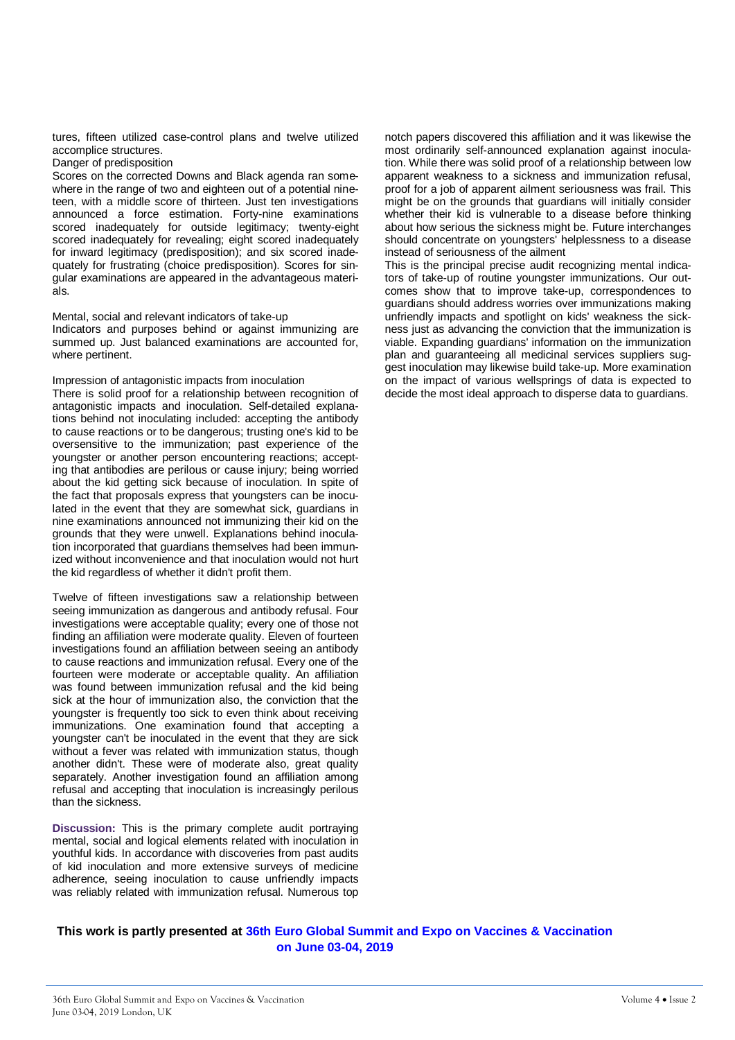tures, fifteen utilized case-control plans and twelve utilized accomplice structures.

Danger of predisposition

Scores on the corrected Downs and Black agenda ran somewhere in the range of two and eighteen out of a potential nineteen, with a middle score of thirteen. Just ten investigations announced a force estimation. Forty-nine examinations scored inadequately for outside legitimacy; twenty-eight scored inadequately for revealing; eight scored inadequately for inward legitimacy (predisposition); and six scored inadequately for frustrating (choice predisposition). Scores for singular examinations are appeared in the advantageous materials.

Mental, social and relevant indicators of take-up

Indicators and purposes behind or against immunizing are summed up. Just balanced examinations are accounted for, where pertinent.

Impression of antagonistic impacts from inoculation

There is solid proof for a relationship between recognition of antagonistic impacts and inoculation. Self-detailed explanations behind not inoculating included: accepting the antibody to cause reactions or to be dangerous; trusting one's kid to be oversensitive to the immunization; past experience of the youngster or another person encountering reactions; accepting that antibodies are perilous or cause injury; being worried about the kid getting sick because of inoculation. In spite of the fact that proposals express that youngsters can be inoculated in the event that they are somewhat sick, guardians in nine examinations announced not immunizing their kid on the grounds that they were unwell. Explanations behind inoculation incorporated that guardians themselves had been immunized without inconvenience and that inoculation would not hurt the kid regardless of whether it didn't profit them.

Twelve of fifteen investigations saw a relationship between seeing immunization as dangerous and antibody refusal. Four investigations were acceptable quality; every one of those not finding an affiliation were moderate quality. Eleven of fourteen investigations found an affiliation between seeing an antibody to cause reactions and immunization refusal. Every one of the fourteen were moderate or acceptable quality. An affiliation was found between immunization refusal and the kid being sick at the hour of immunization also, the conviction that the youngster is frequently too sick to even think about receiving immunizations. One examination found that accepting a youngster can't be inoculated in the event that they are sick without a fever was related with immunization status, though another didn't. These were of moderate also, great quality separately. Another investigation found an affiliation among refusal and accepting that inoculation is increasingly perilous than the sickness.

**Discussion:** This is the primary complete audit portraying mental, social and logical elements related with inoculation in youthful kids. In accordance with discoveries from past audits of kid inoculation and more extensive surveys of medicine adherence, seeing inoculation to cause unfriendly impacts was reliably related with immunization refusal. Numerous top notch papers discovered this affiliation and it was likewise the most ordinarily self-announced explanation against inoculation. While there was solid proof of a relationship between low apparent weakness to a sickness and immunization refusal, proof for a job of apparent ailment seriousness was frail. This might be on the grounds that guardians will initially consider whether their kid is vulnerable to a disease before thinking about how serious the sickness might be. Future interchanges should concentrate on youngsters' helplessness to a disease instead of seriousness of the ailment

This is the principal precise audit recognizing mental indicators of take-up of routine youngster immunizations. Our outcomes show that to improve take-up, correspondences to guardians should address worries over immunizations making unfriendly impacts and spotlight on kids' weakness the sickness just as advancing the conviction that the immunization is viable. Expanding guardians' information on the immunization plan and guaranteeing all medicinal services suppliers suggest inoculation may likewise build take-up. More examination on the impact of various wellsprings of data is expected to decide the most ideal approach to disperse data to guardians.

**This work is partly presented at 36th Euro Global Summit and Expo on Vaccines & Vaccination on June 03-04, 2019**